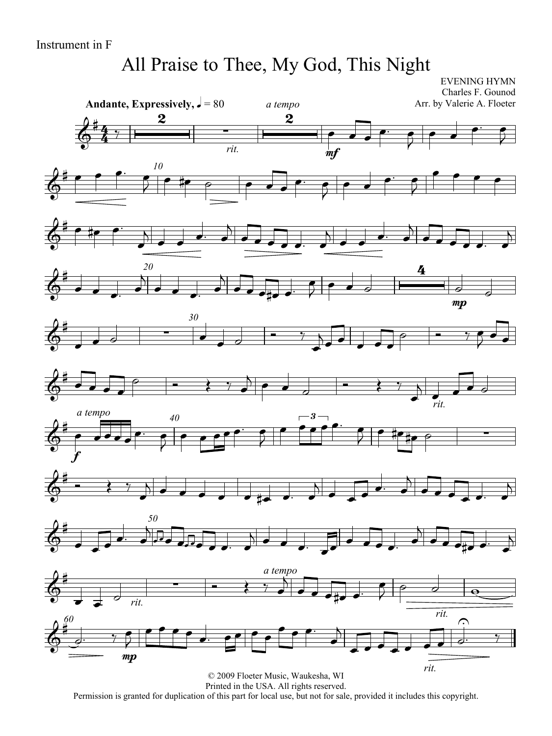Instrument in F

# All Praise to Thee, My God, This Night

EVENING HYMN
Charles F. Gounod
Arr. by Valerie A. Floeter

**Andante, Expressively,** ♩ = 80

© 2009 Floeter Music, Waukesha, WI
Printed in the USA. All rights reserved.
Permission is granted for duplication of this part for local use, but not for sale, provided it includes this copyright.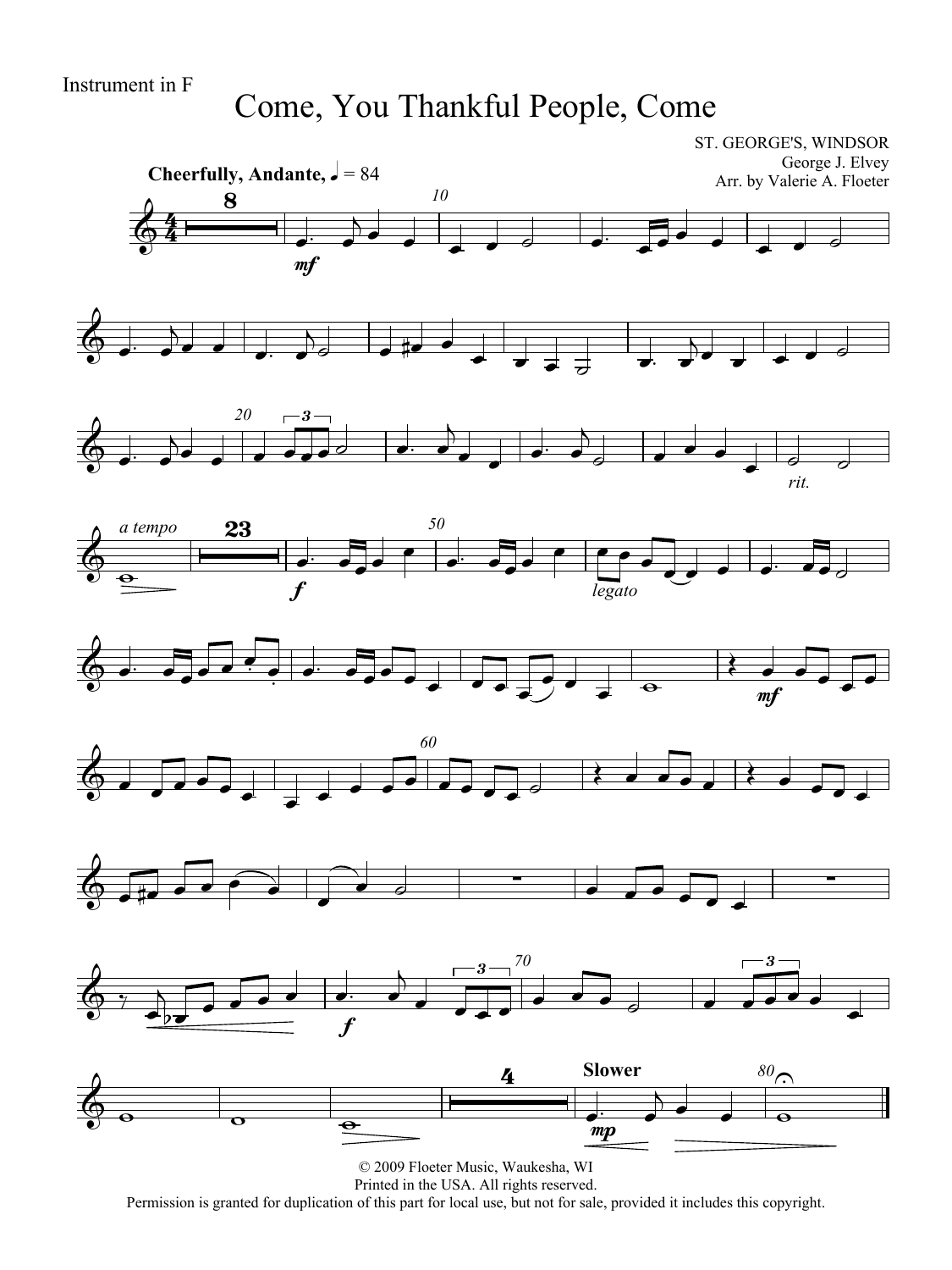Instrument in F

# Come, You Thankful People, Come

ST. GEORGE'S, WINDSOR
George J. Elvey
Arr. by Valerie A. Floeter

**Cheerfully, Andante,** ♩ = 84

© 2009 Floeter Music, Waukesha, WI
Printed in the USA. All rights reserved.
Permission is granted for duplication of this part for local use, but not for sale, provided it includes this copyright.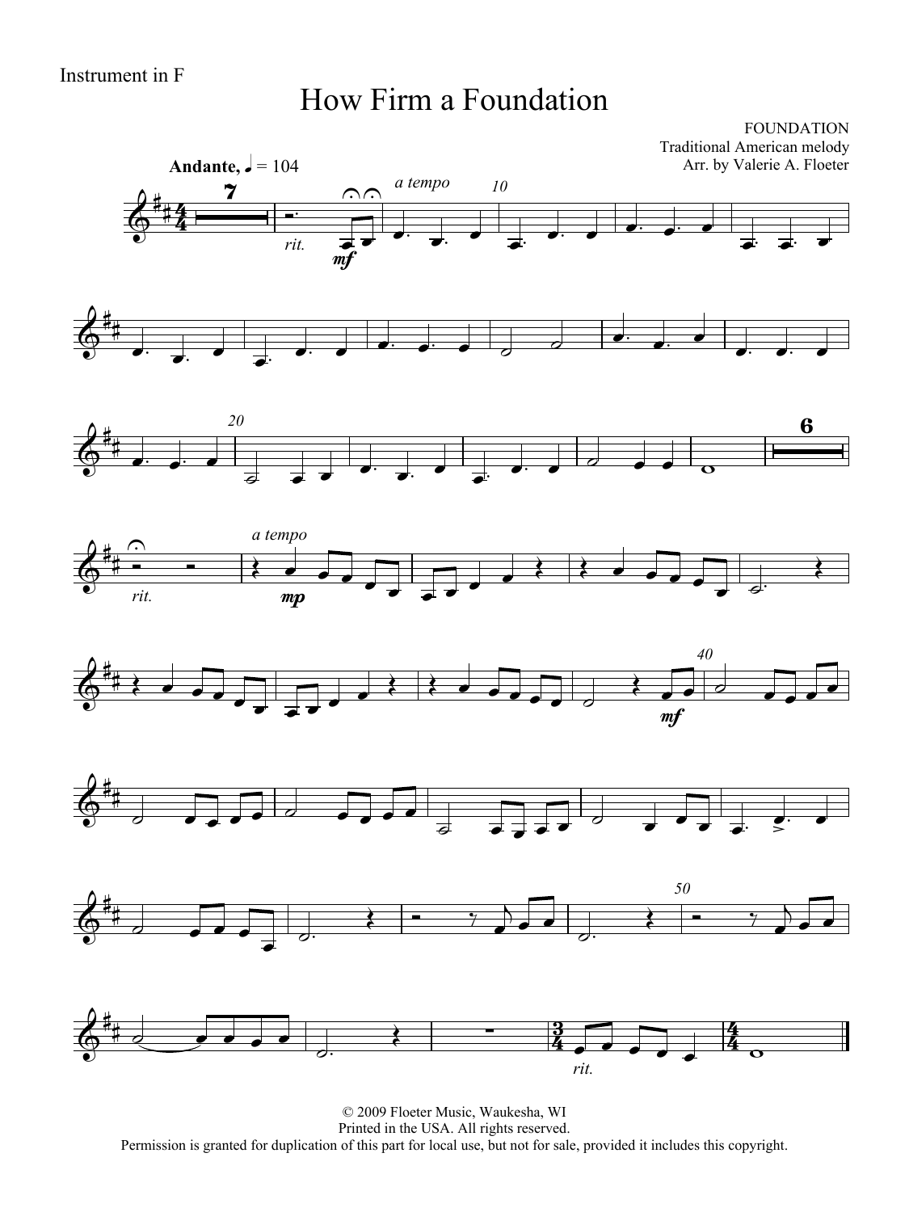Instrument in F

# How Firm a Foundation

FOUNDATION
Traditional American melody
Arr. by Valerie A. Floeter

**Andante,** ♩ = 104

*rit.* *a tempo* *mf*

*rit.* *a tempo* *mp*

*mf*

*rit.*

© 2009 Floeter Music, Waukesha, WI
Printed in the USA. All rights reserved.
Permission is granted for duplication of this part for local use, but not for sale, provided it includes this copyright.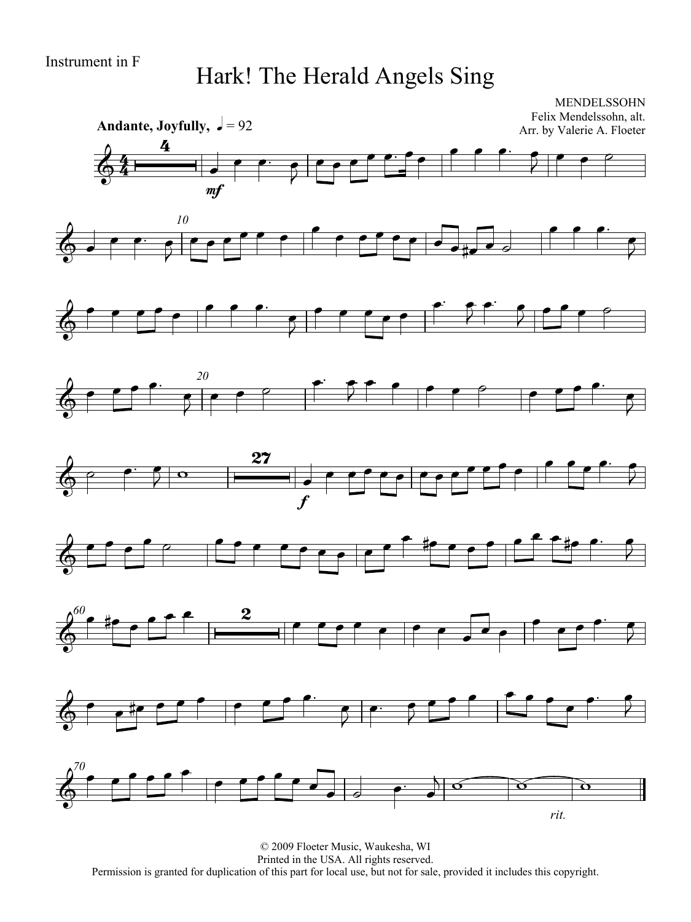Instrument in F

# Hark! The Herald Angels Sing

MENDELSSOHN
Felix Mendelssohn, alt.
Arr. by Valerie A. Floeter

**Andante, Joyfully,** ♩ = 92

*rit.*

© 2009 Floeter Music, Waukesha, WI
Printed in the USA. All rights reserved.
Permission is granted for duplication of this part for local use, but not for sale, provided it includes this copyright.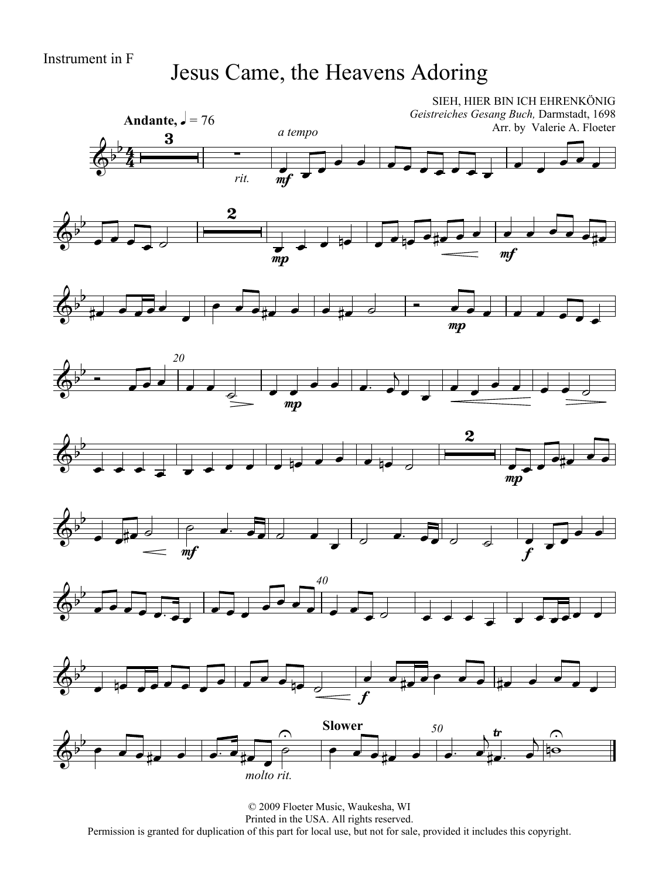Instrument in F

# Jesus Came, the Heavens Adoring

SIEH, HIER BIN ICH EHRENKÖNIG
*Geistreiches Gesang Buch,* Darmstadt, 1698
Arr. by Valerie A. Floeter

**Andante,** ♩ = 76

© 2009 Floeter Music, Waukesha, WI
Printed in the USA. All rights reserved.
Permission is granted for duplication of this part for local use, but not for sale, provided it includes this copyright.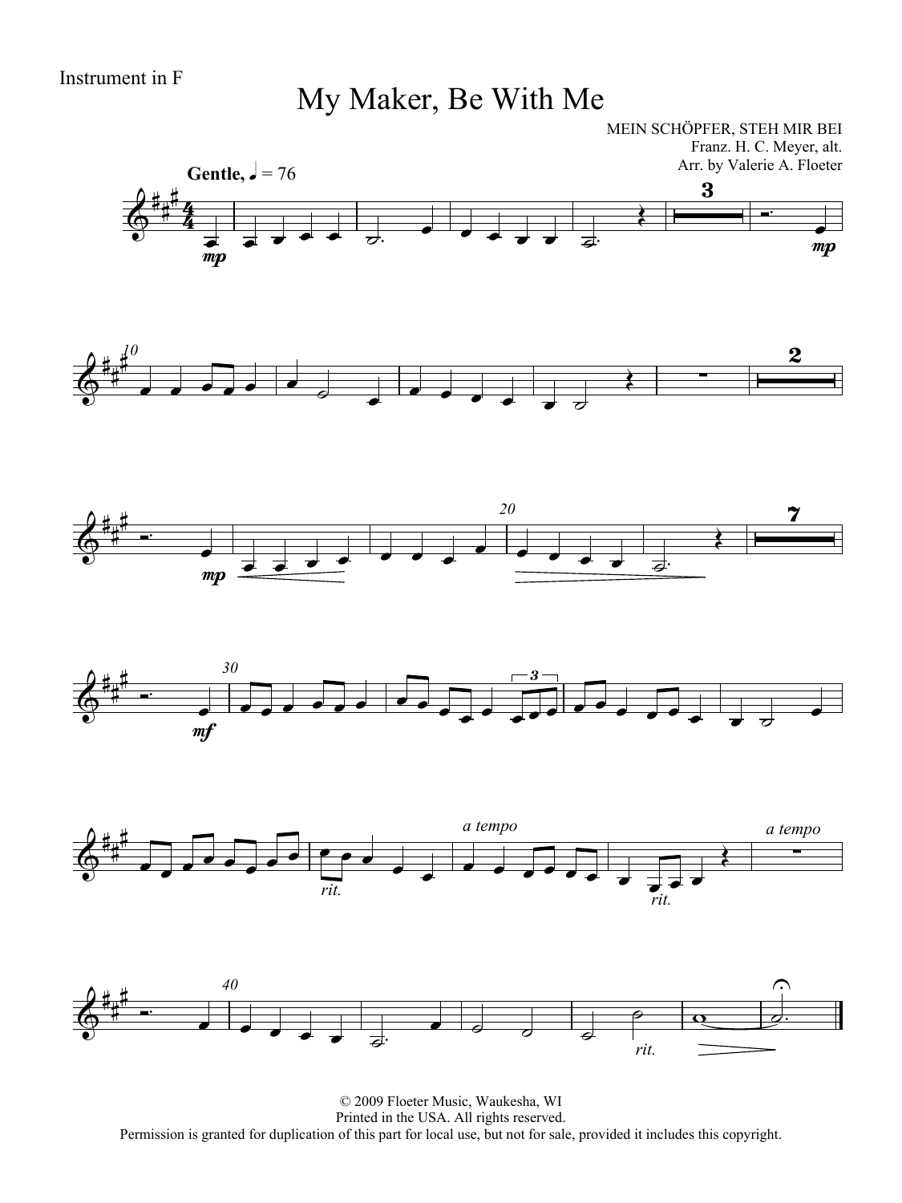Instrument in F

# My Maker, Be With Me

MEIN SCHÖPFER, STEH MIR BEI
Franz. H. C. Meyer, alt.
Arr. by Valerie A. Floeter

**Gentle,** ♩ = 76

© 2009 Floeter Music, Waukesha, WI
Printed in the USA. All rights reserved.
Permission is granted for duplication of this part for local use, but not for sale, provided it includes this copyright.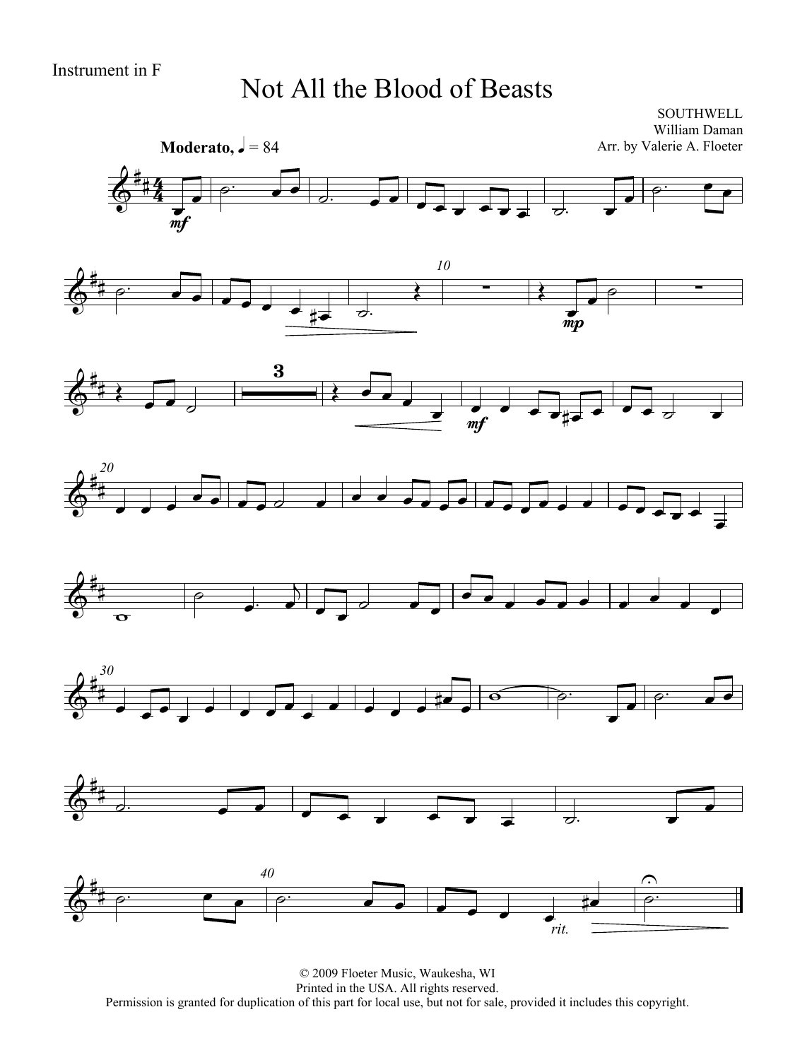Instrument in F

# Not All the Blood of Beasts

SOUTHWELL
William Daman
Arr. by Valerie A. Floeter

**Moderato,** ♩ = 84

*mf*

10

*mp*

3

*mf*

20

30

40

*rit.*

© 2009 Floeter Music, Waukesha, WI
Printed in the USA. All rights reserved.
Permission is granted for duplication of this part for local use, but not for sale, provided it includes this copyright.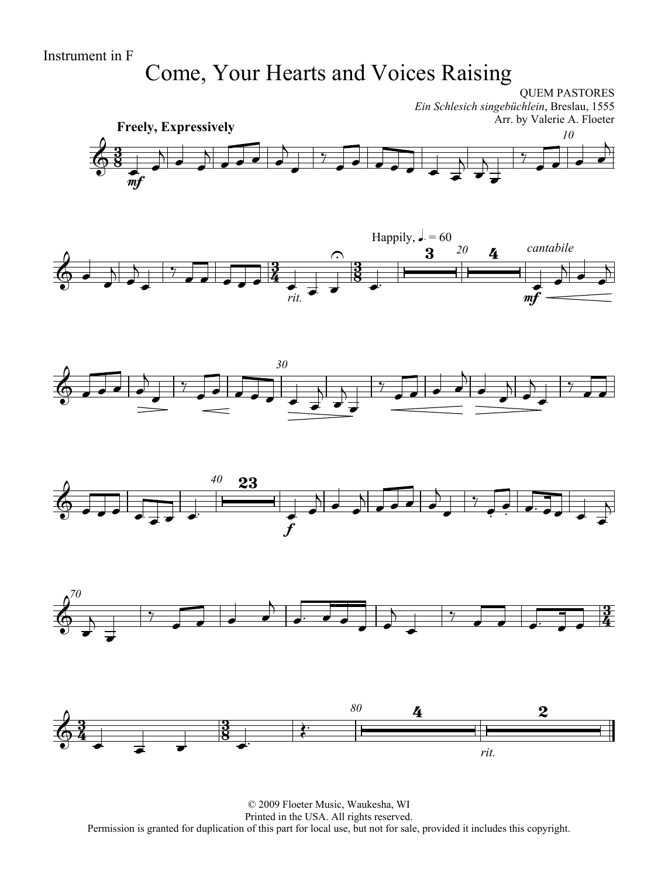Instrument in F

# Come, Your Hearts and Voices Raising

QUEM PASTORES
*Ein Schlesich singebüchlein*, Breslau, 1555
Arr. by Valerie A. Floeter

**Freely, Expressively**

Happily, ♩. = 60

*cantabile*

*rit.*

© 2009 Floeter Music, Waukesha, WI
Printed in the USA. All rights reserved.
Permission is granted for duplication of this part for local use, but not for sale, provided it includes this copyright.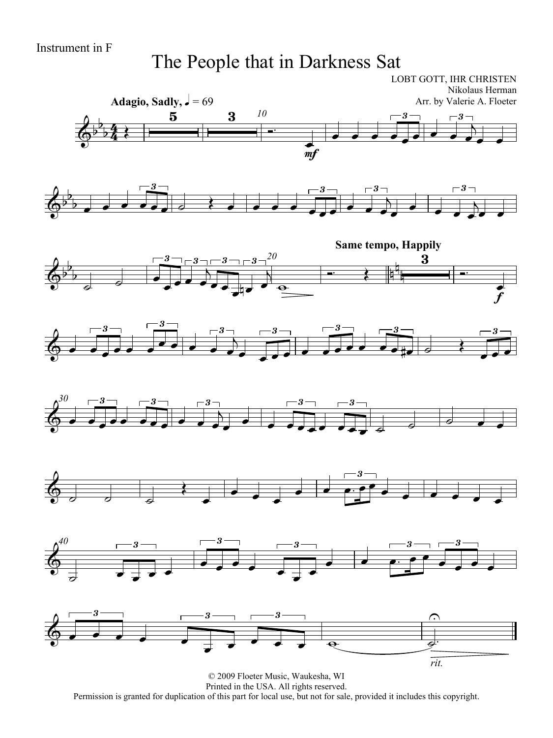Instrument in F

# The People that in Darkness Sat

LOBT GOTT, IHR CHRISTEN
Nikolaus Herman
Arr. by Valerie A. Floeter

**Adagio, Sadly,** ♩ = 69

**Same tempo, Happily**

*mf*

*f*

*rit.*

© 2009 Floeter Music, Waukesha, WI
Printed in the USA. All rights reserved.
Permission is granted for duplication of this part for local use, but not for sale, provided it includes this copyright.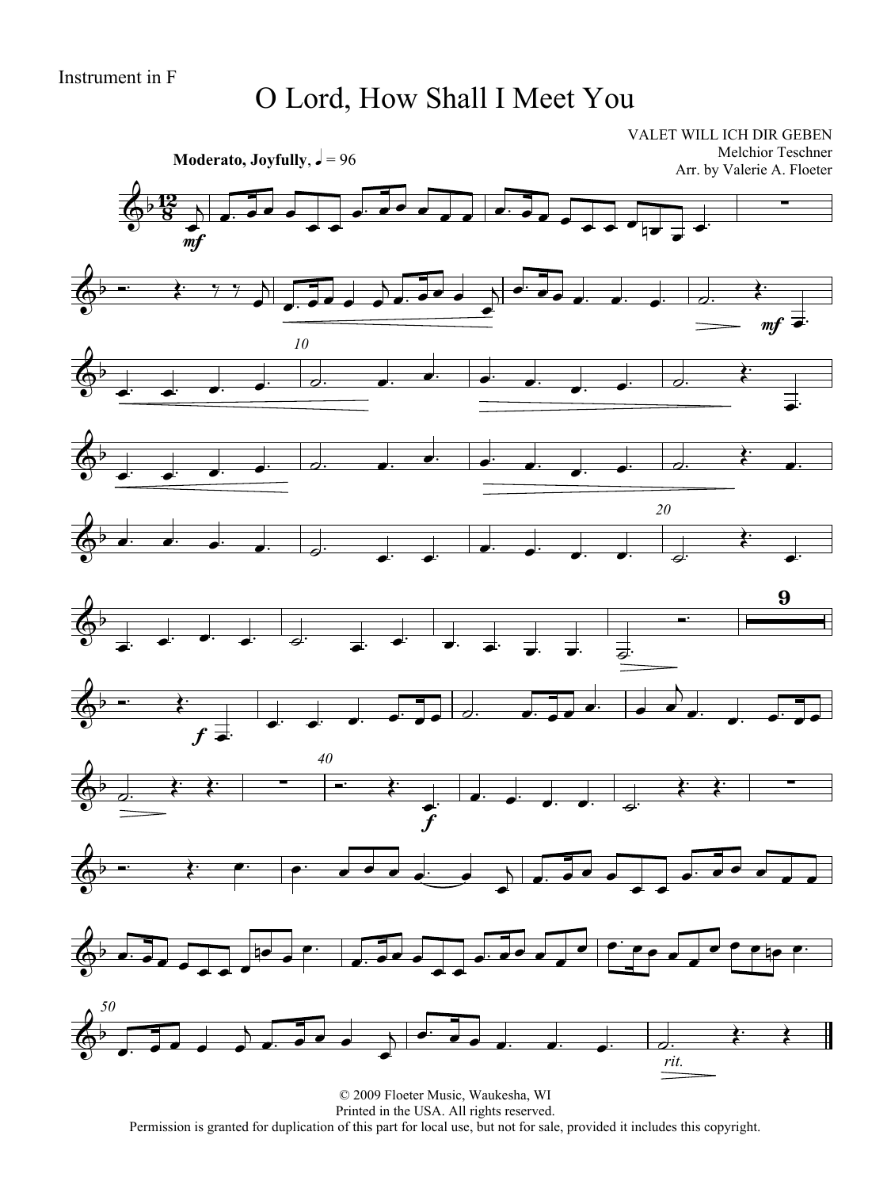Instrument in F

# O Lord, How Shall I Meet You

VALET WILL ICH DIR GEBEN
Melchior Teschner
Arr. by Valerie A. Floeter

**Moderato, Joyfully**, ♩ = 96

© 2009 Floeter Music, Waukesha, WI
Printed in the USA. All rights reserved.
Permission is granted for duplication of this part for local use, but not for sale, provided it includes this copyright.